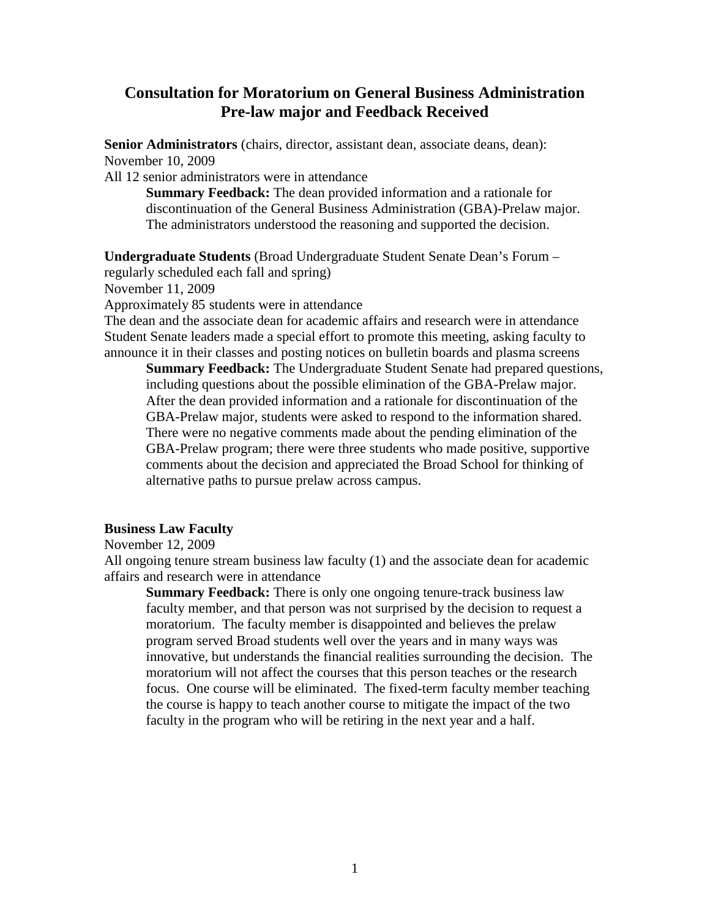# Consultation for Moratorium on General Business Administration Pre-law major and Feedback Received

**Senior Administrators** (chairs, director, assistant dean, associate deans, dean):
November 10, 2009
All 12 senior administrators were in attendance

> **Summary Feedback:** The dean provided information and a rationale for discontinuation of the General Business Administration (GBA)-Prelaw major. The administrators understood the reasoning and supported the decision.

**Undergraduate Students** (Broad Undergraduate Student Senate Dean's Forum – regularly scheduled each fall and spring)
November 11, 2009
Approximately 85 students were in attendance
The dean and the associate dean for academic affairs and research were in attendance
Student Senate leaders made a special effort to promote this meeting, asking faculty to announce it in their classes and posting notices on bulletin boards and plasma screens

> **Summary Feedback:** The Undergraduate Student Senate had prepared questions, including questions about the possible elimination of the GBA-Prelaw major. After the dean provided information and a rationale for discontinuation of the GBA-Prelaw major, students were asked to respond to the information shared. There were no negative comments made about the pending elimination of the GBA-Prelaw program; there were three students who made positive, supportive comments about the decision and appreciated the Broad School for thinking of alternative paths to pursue prelaw across campus.

**Business Law Faculty**
November 12, 2009
All ongoing tenure stream business law faculty (1) and the associate dean for academic affairs and research were in attendance

> **Summary Feedback:** There is only one ongoing tenure-track business law faculty member, and that person was not surprised by the decision to request a moratorium. The faculty member is disappointed and believes the prelaw program served Broad students well over the years and in many ways was innovative, but understands the financial realities surrounding the decision. The moratorium will not affect the courses that this person teaches or the research focus. One course will be eliminated. The fixed-term faculty member teaching the course is happy to teach another course to mitigate the impact of the two faculty in the program who will be retiring in the next year and a half.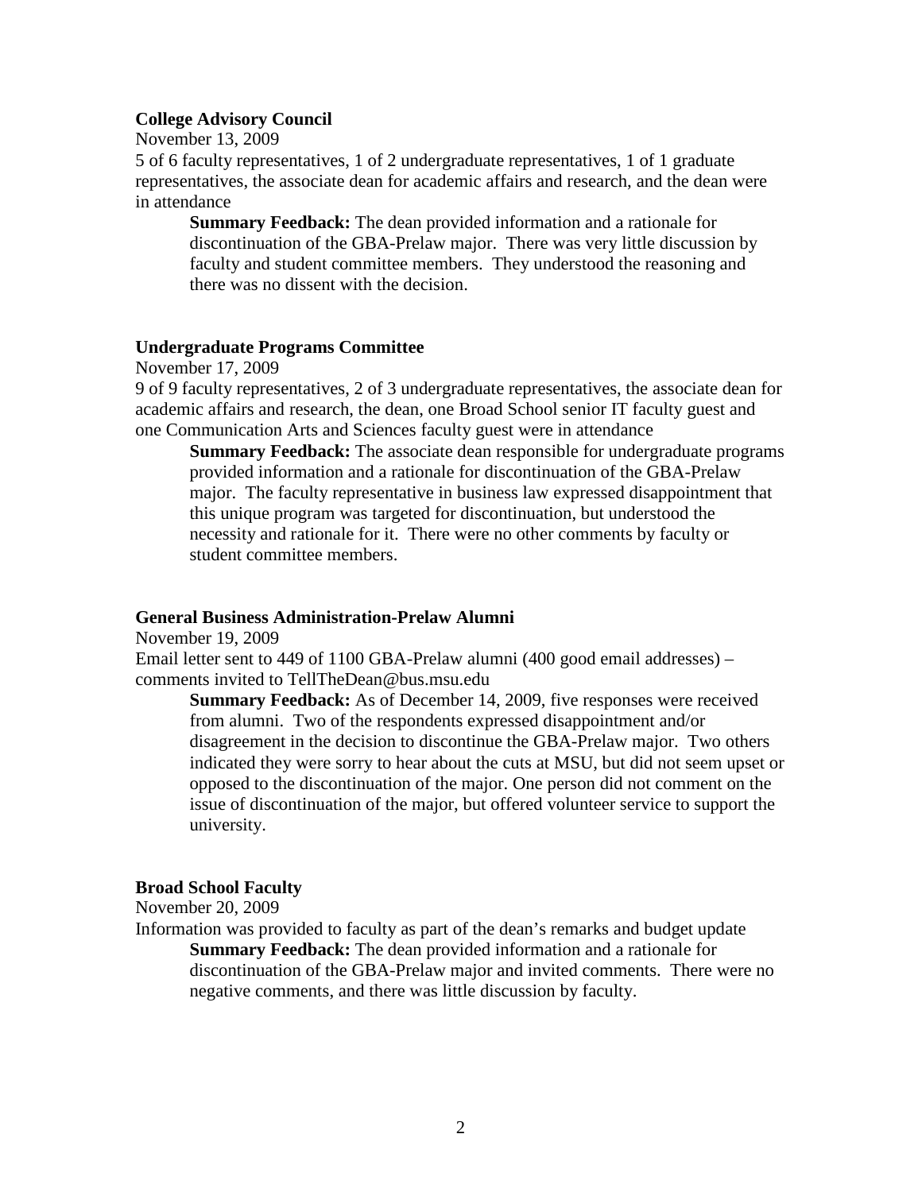**College Advisory Council**

November 13, 2009

5 of 6 faculty representatives, 1 of 2 undergraduate representatives, 1 of 1 graduate representatives, the associate dean for academic affairs and research, and the dean were in attendance

> **Summary Feedback:** The dean provided information and a rationale for discontinuation of the GBA-Prelaw major. There was very little discussion by faculty and student committee members. They understood the reasoning and there was no dissent with the decision.

**Undergraduate Programs Committee**

November 17, 2009

9 of 9 faculty representatives, 2 of 3 undergraduate representatives, the associate dean for academic affairs and research, the dean, one Broad School senior IT faculty guest and one Communication Arts and Sciences faculty guest were in attendance

> **Summary Feedback:** The associate dean responsible for undergraduate programs provided information and a rationale for discontinuation of the GBA-Prelaw major. The faculty representative in business law expressed disappointment that this unique program was targeted for discontinuation, but understood the necessity and rationale for it. There were no other comments by faculty or student committee members.

**General Business Administration-Prelaw Alumni**

November 19, 2009

Email letter sent to 449 of 1100 GBA-Prelaw alumni (400 good email addresses) – comments invited to TellTheDean@bus.msu.edu

> **Summary Feedback:** As of December 14, 2009, five responses were received from alumni. Two of the respondents expressed disappointment and/or disagreement in the decision to discontinue the GBA-Prelaw major. Two others indicated they were sorry to hear about the cuts at MSU, but did not seem upset or opposed to the discontinuation of the major. One person did not comment on the issue of discontinuation of the major, but offered volunteer service to support the university.

**Broad School Faculty**

November 20, 2009

Information was provided to faculty as part of the dean's remarks and budget update

> **Summary Feedback:** The dean provided information and a rationale for discontinuation of the GBA-Prelaw major and invited comments. There were no negative comments, and there was little discussion by faculty.